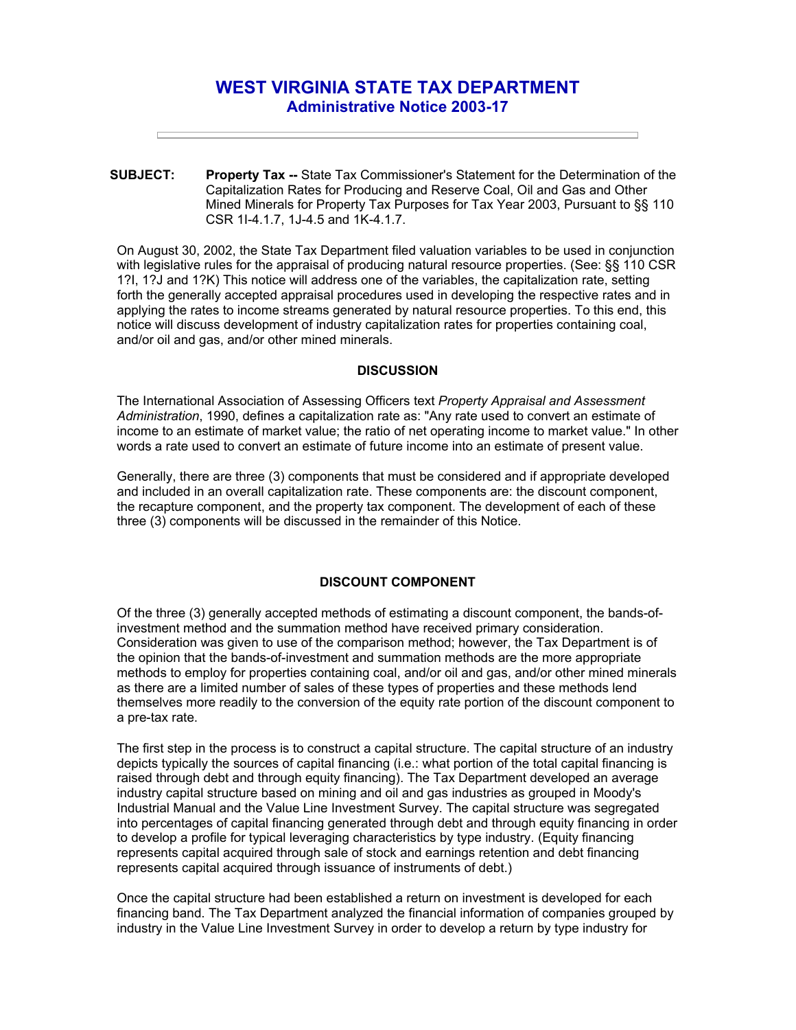# WEST VIRGINIA STATE TAX DEPARTMENT

## Administrative Notice 2003-17

---

**SUBJECT:** **Property Tax --** State Tax Commissioner's Statement for the Determination of the Capitalization Rates for Producing and Reserve Coal, Oil and Gas and Other Mined Minerals for Property Tax Purposes for Tax Year 2003, Pursuant to §§ 110 CSR 1I-4.1.7, 1J-4.5 and 1K-4.1.7.

On August 30, 2002, the State Tax Department filed valuation variables to be used in conjunction with legislative rules for the appraisal of producing natural resource properties. (See: §§ 110 CSR 1?I, 1?J and 1?K) This notice will address one of the variables, the capitalization rate, setting forth the generally accepted appraisal procedures used in developing the respective rates and in applying the rates to income streams generated by natural resource properties. To this end, this notice will discuss development of industry capitalization rates for properties containing coal, and/or oil and gas, and/or other mined minerals.

### DISCUSSION

The International Association of Assessing Officers text *Property Appraisal and Assessment Administration*, 1990, defines a capitalization rate as: "Any rate used to convert an estimate of income to an estimate of market value; the ratio of net operating income to market value." In other words a rate used to convert an estimate of future income into an estimate of present value.

Generally, there are three (3) components that must be considered and if appropriate developed and included in an overall capitalization rate. These components are: the discount component, the recapture component, and the property tax component. The development of each of these three (3) components will be discussed in the remainder of this Notice.

### DISCOUNT COMPONENT

Of the three (3) generally accepted methods of estimating a discount component, the bands-of-investment method and the summation method have received primary consideration. Consideration was given to use of the comparison method; however, the Tax Department is of the opinion that the bands-of-investment and summation methods are the more appropriate methods to employ for properties containing coal, and/or oil and gas, and/or other mined minerals as there are a limited number of sales of these types of properties and these methods lend themselves more readily to the conversion of the equity rate portion of the discount component to a pre-tax rate.

The first step in the process is to construct a capital structure. The capital structure of an industry depicts typically the sources of capital financing (i.e.: what portion of the total capital financing is raised through debt and through equity financing). The Tax Department developed an average industry capital structure based on mining and oil and gas industries as grouped in Moody's Industrial Manual and the Value Line Investment Survey. The capital structure was segregated into percentages of capital financing generated through debt and through equity financing in order to develop a profile for typical leveraging characteristics by type industry. (Equity financing represents capital acquired through sale of stock and earnings retention and debt financing represents capital acquired through issuance of instruments of debt.)

Once the capital structure had been established a return on investment is developed for each financing band. The Tax Department analyzed the financial information of companies grouped by industry in the Value Line Investment Survey in order to develop a return by type industry for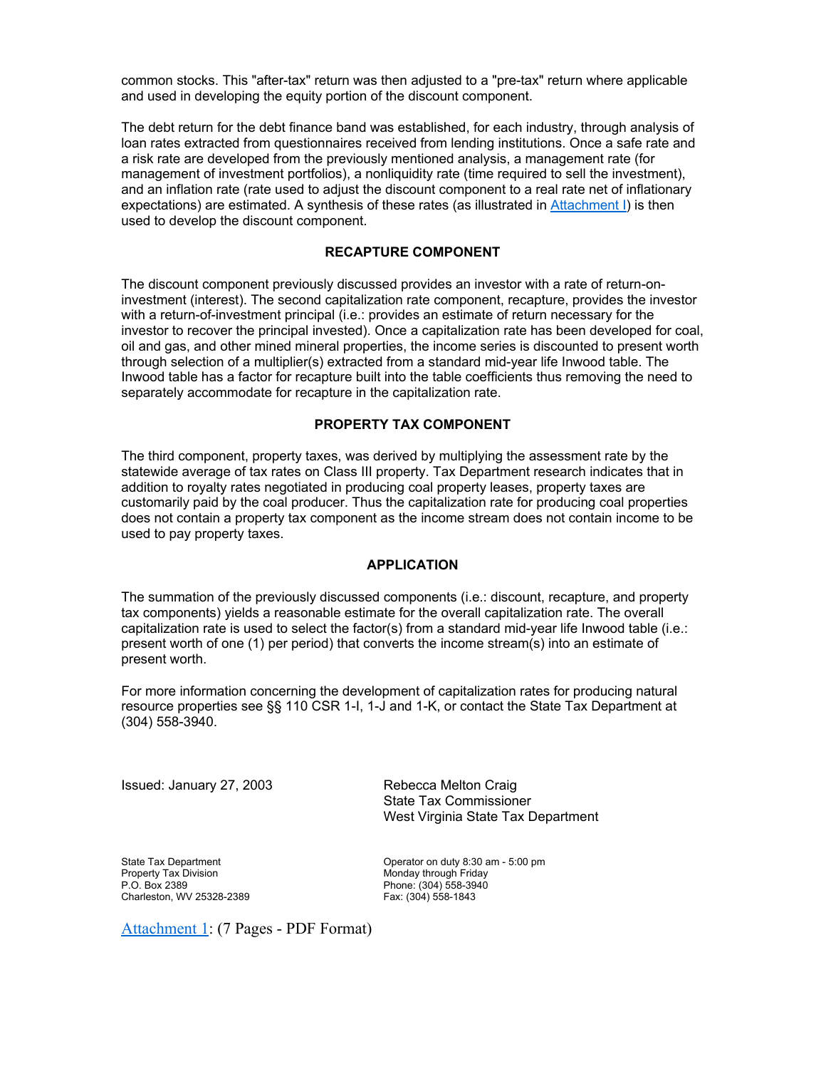common stocks. This "after-tax" return was then adjusted to a "pre-tax" return where applicable and used in developing the equity portion of the discount component.

The debt return for the debt finance band was established, for each industry, through analysis of loan rates extracted from questionnaires received from lending institutions. Once a safe rate and a risk rate are developed from the previously mentioned analysis, a management rate (for management of investment portfolios), a nonliquidity rate (time required to sell the investment), and an inflation rate (rate used to adjust the discount component to a real rate net of inflationary expectations) are estimated. A synthesis of these rates (as illustrated in Attachment I) is then used to develop the discount component.

## RECAPTURE COMPONENT

The discount component previously discussed provides an investor with a rate of return-on-investment (interest). The second capitalization rate component, recapture, provides the investor with a return-of-investment principal (i.e.: provides an estimate of return necessary for the investor to recover the principal invested). Once a capitalization rate has been developed for coal, oil and gas, and other mined mineral properties, the income series is discounted to present worth through selection of a multiplier(s) extracted from a standard mid-year life Inwood table. The Inwood table has a factor for recapture built into the table coefficients thus removing the need to separately accommodate for recapture in the capitalization rate.

## PROPERTY TAX COMPONENT

The third component, property taxes, was derived by multiplying the assessment rate by the statewide average of tax rates on Class III property. Tax Department research indicates that in addition to royalty rates negotiated in producing coal property leases, property taxes are customarily paid by the coal producer. Thus the capitalization rate for producing coal properties does not contain a property tax component as the income stream does not contain income to be used to pay property taxes.

## APPLICATION

The summation of the previously discussed components (i.e.: discount, recapture, and property tax components) yields a reasonable estimate for the overall capitalization rate. The overall capitalization rate is used to select the factor(s) from a standard mid-year life Inwood table (i.e.: present worth of one (1) per period) that converts the income stream(s) into an estimate of present worth.

For more information concerning the development of capitalization rates for producing natural resource properties see §§ 110 CSR 1-I, 1-J and 1-K, or contact the State Tax Department at (304) 558-3940.

Issued: January 27, 2003

Rebecca Melton Craig
State Tax Commissioner
West Virginia State Tax Department

State Tax Department
Property Tax Division
P.O. Box 2389
Charleston, WV 25328-2389

Operator on duty 8:30 am - 5:00 pm
Monday through Friday
Phone: (304) 558-3940
Fax: (304) 558-1843

Attachment 1: (7 Pages - PDF Format)